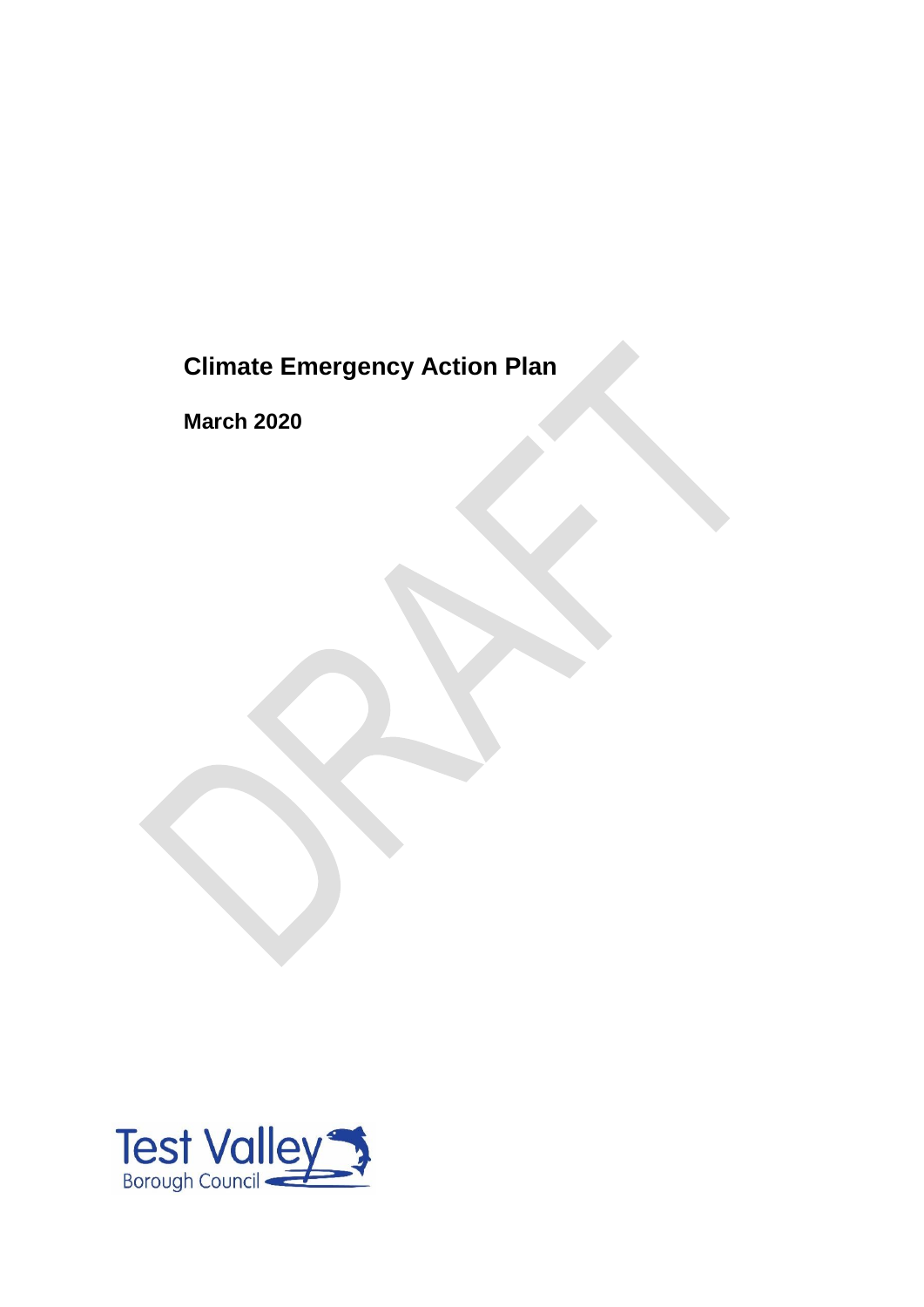# Climate Emergency Action Plan

**March 2020**

Test Valley Borough Council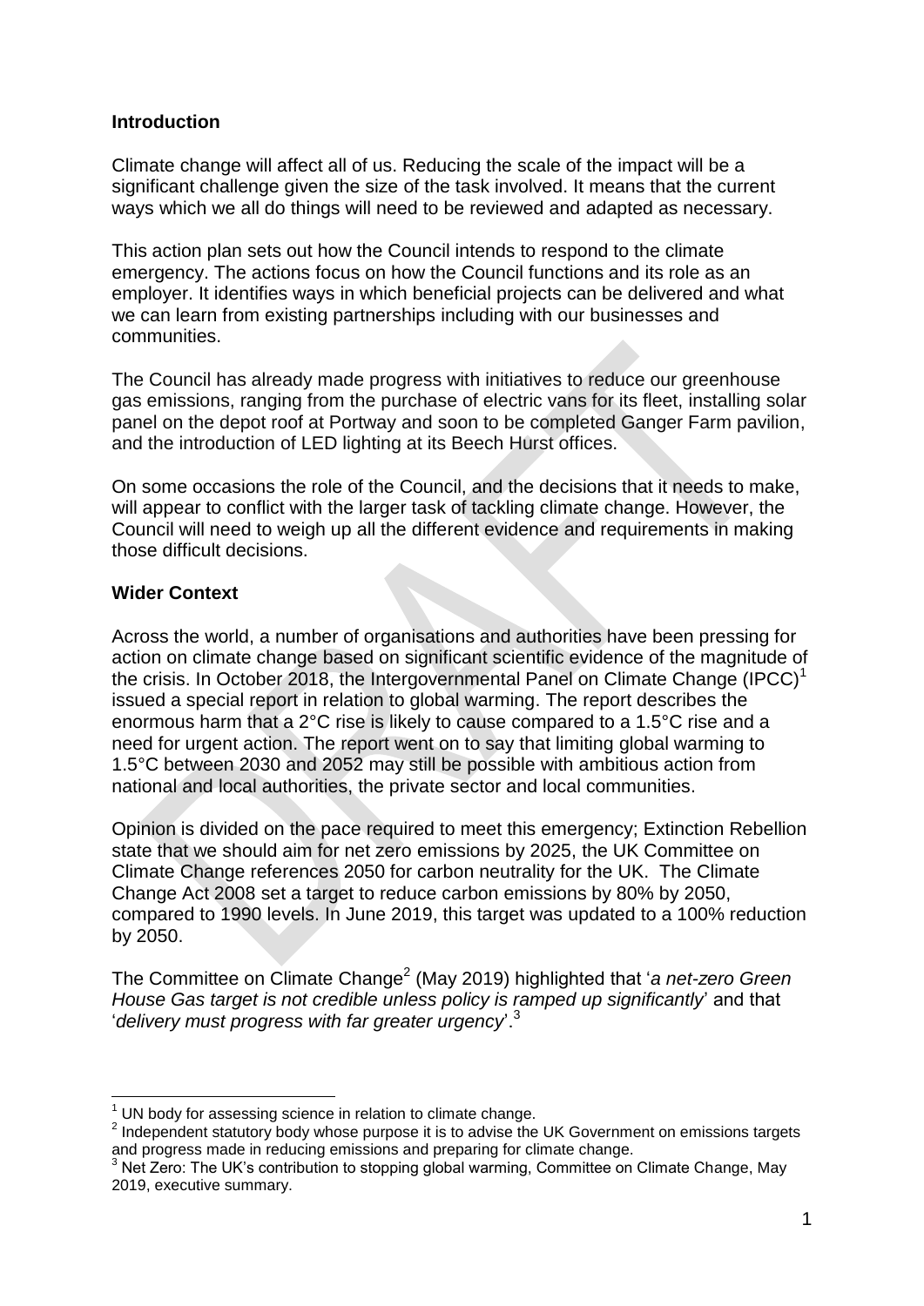## Introduction

Climate change will affect all of us. Reducing the scale of the impact will be a significant challenge given the size of the task involved. It means that the current ways which we all do things will need to be reviewed and adapted as necessary.

This action plan sets out how the Council intends to respond to the climate emergency. The actions focus on how the Council functions and its role as an employer. It identifies ways in which beneficial projects can be delivered and what we can learn from existing partnerships including with our businesses and communities.

The Council has already made progress with initiatives to reduce our greenhouse gas emissions, ranging from the purchase of electric vans for its fleet, installing solar panel on the depot roof at Portway and soon to be completed Ganger Farm pavilion, and the introduction of LED lighting at its Beech Hurst offices.

On some occasions the role of the Council, and the decisions that it needs to make, will appear to conflict with the larger task of tackling climate change. However, the Council will need to weigh up all the different evidence and requirements in making those difficult decisions.

## Wider Context

Across the world, a number of organisations and authorities have been pressing for action on climate change based on significant scientific evidence of the magnitude of the crisis. In October 2018, the Intergovernmental Panel on Climate Change (IPCC)[1] issued a special report in relation to global warming. The report describes the enormous harm that a 2°C rise is likely to cause compared to a 1.5°C rise and a need for urgent action. The report went on to say that limiting global warming to 1.5°C between 2030 and 2052 may still be possible with ambitious action from national and local authorities, the private sector and local communities.

Opinion is divided on the pace required to meet this emergency; Extinction Rebellion state that we should aim for net zero emissions by 2025, the UK Committee on Climate Change references 2050 for carbon neutrality for the UK. The Climate Change Act 2008 set a target to reduce carbon emissions by 80% by 2050, compared to 1990 levels. In June 2019, this target was updated to a 100% reduction by 2050.

The Committee on Climate Change[2] (May 2019) highlighted that '*a net-zero Green House Gas target is not credible unless policy is ramped up significantly*' and that '*delivery must progress with far greater urgency*'.[3]

---

[1] UN body for assessing science in relation to climate change.

[2] Independent statutory body whose purpose it is to advise the UK Government on emissions targets and progress made in reducing emissions and preparing for climate change.

[3] Net Zero: The UK's contribution to stopping global warming, Committee on Climate Change, May 2019, executive summary.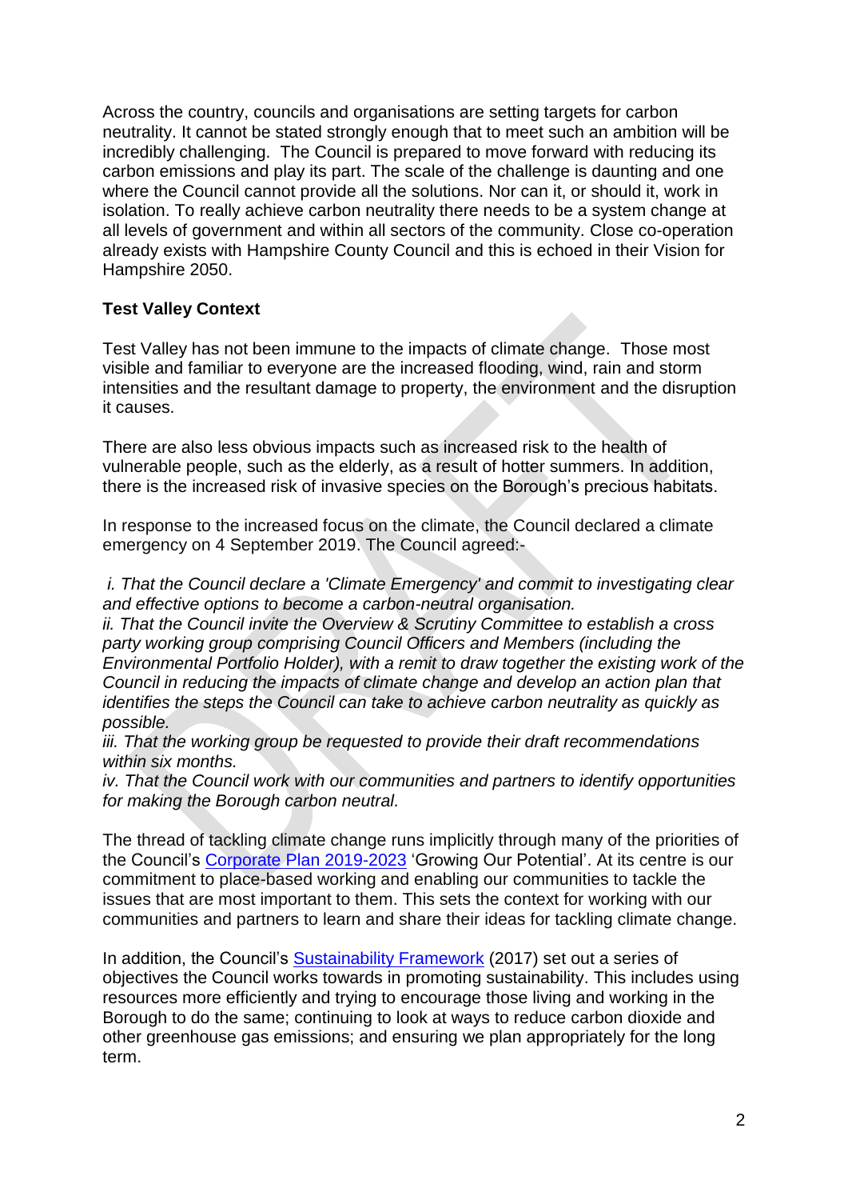Across the country, councils and organisations are setting targets for carbon neutrality. It cannot be stated strongly enough that to meet such an ambition will be incredibly challenging. The Council is prepared to move forward with reducing its carbon emissions and play its part. The scale of the challenge is daunting and one where the Council cannot provide all the solutions. Nor can it, or should it, work in isolation. To really achieve carbon neutrality there needs to be a system change at all levels of government and within all sectors of the community. Close co-operation already exists with Hampshire County Council and this is echoed in their Vision for Hampshire 2050.

**Test Valley Context**

Test Valley has not been immune to the impacts of climate change. Those most visible and familiar to everyone are the increased flooding, wind, rain and storm intensities and the resultant damage to property, the environment and the disruption it causes.

There are also less obvious impacts such as increased risk to the health of vulnerable people, such as the elderly, as a result of hotter summers. In addition, there is the increased risk of invasive species on the Borough's precious habitats.

In response to the increased focus on the climate, the Council declared a climate emergency on 4 September 2019. The Council agreed:-

*i. That the Council declare a 'Climate Emergency' and commit to investigating clear and effective options to become a carbon-neutral organisation.*
*ii. That the Council invite the Overview & Scrutiny Committee to establish a cross party working group comprising Council Officers and Members (including the Environmental Portfolio Holder), with a remit to draw together the existing work of the Council in reducing the impacts of climate change and develop an action plan that identifies the steps the Council can take to achieve carbon neutrality as quickly as possible.*
*iii. That the working group be requested to provide their draft recommendations within six months.*
*iv. That the Council work with our communities and partners to identify opportunities for making the Borough carbon neutral.*

The thread of tackling climate change runs implicitly through many of the priorities of the Council's Corporate Plan 2019-2023 'Growing Our Potential'. At its centre is our commitment to place-based working and enabling our communities to tackle the issues that are most important to them. This sets the context for working with our communities and partners to learn and share their ideas for tackling climate change.

In addition, the Council's Sustainability Framework (2017) set out a series of objectives the Council works towards in promoting sustainability. This includes using resources more efficiently and trying to encourage those living and working in the Borough to do the same; continuing to look at ways to reduce carbon dioxide and other greenhouse gas emissions; and ensuring we plan appropriately for the long term.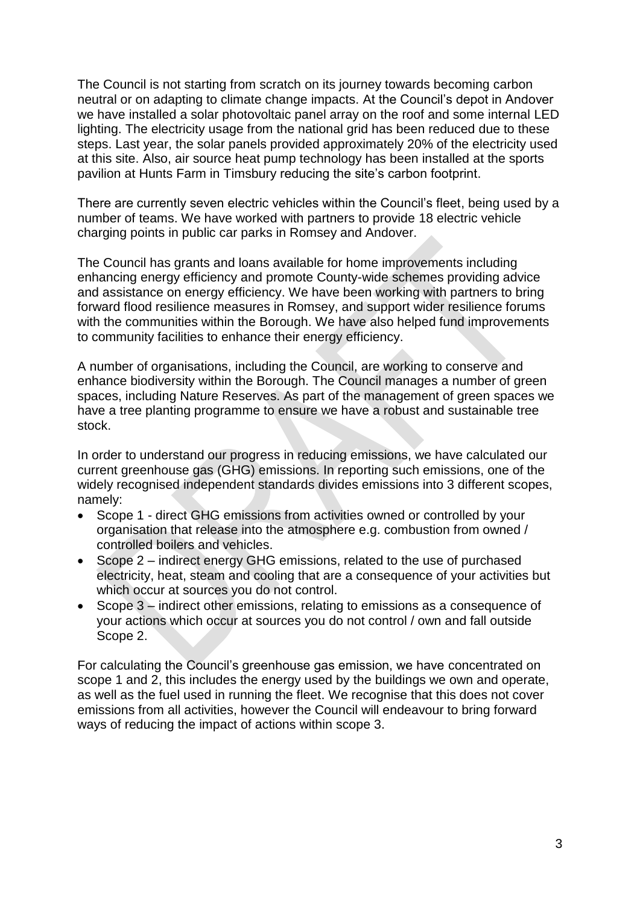The Council is not starting from scratch on its journey towards becoming carbon neutral or on adapting to climate change impacts. At the Council's depot in Andover we have installed a solar photovoltaic panel array on the roof and some internal LED lighting. The electricity usage from the national grid has been reduced due to these steps. Last year, the solar panels provided approximately 20% of the electricity used at this site. Also, air source heat pump technology has been installed at the sports pavilion at Hunts Farm in Timsbury reducing the site's carbon footprint.

There are currently seven electric vehicles within the Council's fleet, being used by a number of teams. We have worked with partners to provide 18 electric vehicle charging points in public car parks in Romsey and Andover.

The Council has grants and loans available for home improvements including enhancing energy efficiency and promote County-wide schemes providing advice and assistance on energy efficiency. We have been working with partners to bring forward flood resilience measures in Romsey, and support wider resilience forums with the communities within the Borough. We have also helped fund improvements to community facilities to enhance their energy efficiency.

A number of organisations, including the Council, are working to conserve and enhance biodiversity within the Borough. The Council manages a number of green spaces, including Nature Reserves. As part of the management of green spaces we have a tree planting programme to ensure we have a robust and sustainable tree stock.

In order to understand our progress in reducing emissions, we have calculated our current greenhouse gas (GHG) emissions. In reporting such emissions, one of the widely recognised independent standards divides emissions into 3 different scopes, namely:

- Scope 1 - direct GHG emissions from activities owned or controlled by your organisation that release into the atmosphere e.g. combustion from owned / controlled boilers and vehicles.
- Scope 2 – indirect energy GHG emissions, related to the use of purchased electricity, heat, steam and cooling that are a consequence of your activities but which occur at sources you do not control.
- Scope 3 – indirect other emissions, relating to emissions as a consequence of your actions which occur at sources you do not control / own and fall outside Scope 2.

For calculating the Council's greenhouse gas emission, we have concentrated on scope 1 and 2, this includes the energy used by the buildings we own and operate, as well as the fuel used in running the fleet. We recognise that this does not cover emissions from all activities, however the Council will endeavour to bring forward ways of reducing the impact of actions within scope 3.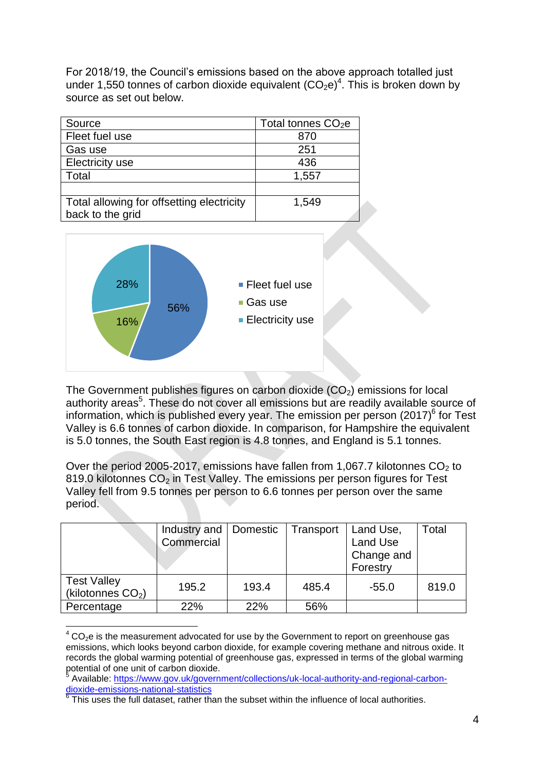For 2018/19, the Council's emissions based on the above approach totalled just under 1,550 tonnes of carbon dioxide equivalent ($CO_2e$)[4]. This is broken down by source as set out below.

| Source | Total tonnes $CO_2e$ |
|---|---|
| Fleet fuel use | 870 |
| Gas use | 251 |
| Electricity use | 436 |
| Total | 1,557 |
| | |
| Total allowing for offsetting electricity back to the grid | 1,549 |

The Government publishes figures on carbon dioxide ($CO_2$) emissions for local authority areas[5]. These do not cover all emissions but are readily available source of information, which is published every year. The emission per person (2017)[6] for Test Valley is 6.6 tonnes of carbon dioxide. In comparison, for Hampshire the equivalent is 5.0 tonnes, the South East region is 4.8 tonnes, and England is 5.1 tonnes.

Over the period 2005-2017, emissions have fallen from 1,067.7 kilotonnes $CO_2$ to 819.0 kilotonnes $CO_2$ in Test Valley. The emissions per person figures for Test Valley fell from 9.5 tonnes per person to 6.6 tonnes per person over the same period.

| | Industry and Commercial | Domestic | Transport | Land Use, Land Use Change and Forestry | Total |
|---|---|---|---|---|---|
| Test Valley (kilotonnes $CO_2$) | 195.2 | 193.4 | 485.4 | -55.0 | 819.0 |
| Percentage | 22% | 22% | 56% | | |

[4] $CO_2e$ is the measurement advocated for use by the Government to report on greenhouse gas emissions, which looks beyond carbon dioxide, for example covering methane and nitrous oxide. It records the global warming potential of greenhouse gas, expressed in terms of the global warming potential of one unit of carbon dioxide.

[5] Available: https://www.gov.uk/government/collections/uk-local-authority-and-regional-carbon-dioxide-emissions-national-statistics

[6] This uses the full dataset, rather than the subset within the influence of local authorities.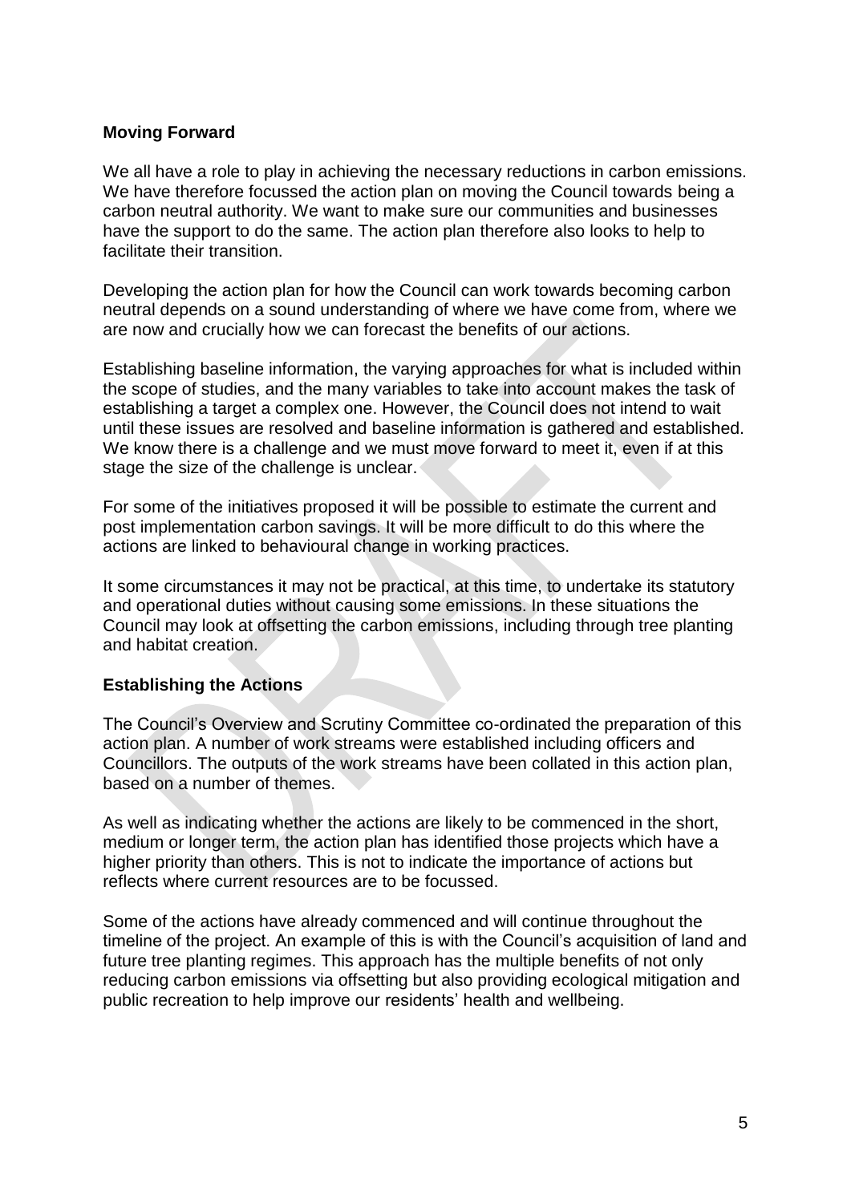**Moving Forward**

We all have a role to play in achieving the necessary reductions in carbon emissions. We have therefore focussed the action plan on moving the Council towards being a carbon neutral authority. We want to make sure our communities and businesses have the support to do the same. The action plan therefore also looks to help to facilitate their transition.

Developing the action plan for how the Council can work towards becoming carbon neutral depends on a sound understanding of where we have come from, where we are now and crucially how we can forecast the benefits of our actions.

Establishing baseline information, the varying approaches for what is included within the scope of studies, and the many variables to take into account makes the task of establishing a target a complex one. However, the Council does not intend to wait until these issues are resolved and baseline information is gathered and established. We know there is a challenge and we must move forward to meet it, even if at this stage the size of the challenge is unclear.

For some of the initiatives proposed it will be possible to estimate the current and post implementation carbon savings. It will be more difficult to do this where the actions are linked to behavioural change in working practices.

It some circumstances it may not be practical, at this time, to undertake its statutory and operational duties without causing some emissions. In these situations the Council may look at offsetting the carbon emissions, including through tree planting and habitat creation.

**Establishing the Actions**

The Council's Overview and Scrutiny Committee co-ordinated the preparation of this action plan. A number of work streams were established including officers and Councillors. The outputs of the work streams have been collated in this action plan, based on a number of themes.

As well as indicating whether the actions are likely to be commenced in the short, medium or longer term, the action plan has identified those projects which have a higher priority than others. This is not to indicate the importance of actions but reflects where current resources are to be focussed.

Some of the actions have already commenced and will continue throughout the timeline of the project. An example of this is with the Council's acquisition of land and future tree planting regimes. This approach has the multiple benefits of not only reducing carbon emissions via offsetting but also providing ecological mitigation and public recreation to help improve our residents' health and wellbeing.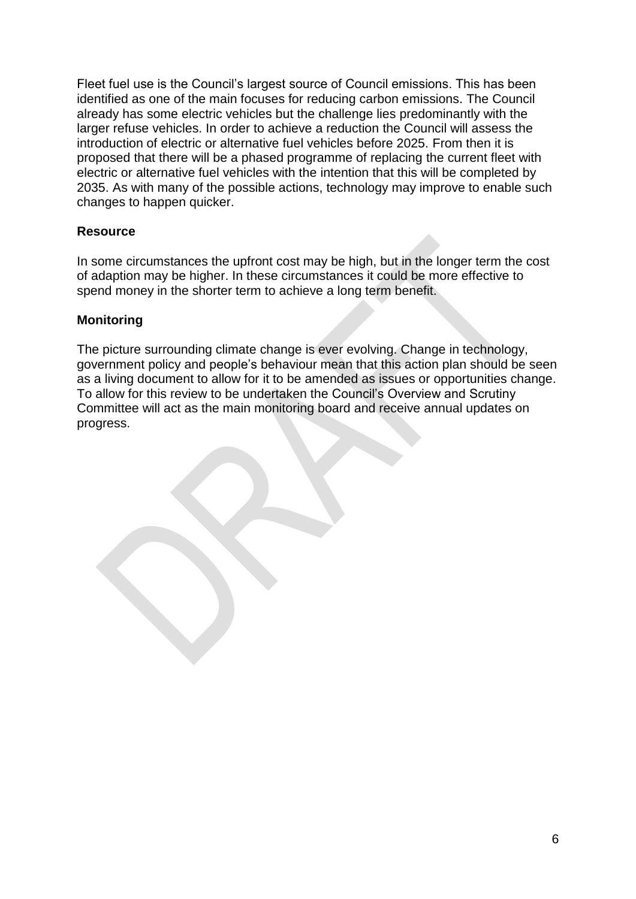Fleet fuel use is the Council's largest source of Council emissions. This has been identified as one of the main focuses for reducing carbon emissions. The Council already has some electric vehicles but the challenge lies predominantly with the larger refuse vehicles. In order to achieve a reduction the Council will assess the introduction of electric or alternative fuel vehicles before 2025. From then it is proposed that there will be a phased programme of replacing the current fleet with electric or alternative fuel vehicles with the intention that this will be completed by 2035. As with many of the possible actions, technology may improve to enable such changes to happen quicker.

**Resource**

In some circumstances the upfront cost may be high, but in the longer term the cost of adaption may be higher. In these circumstances it could be more effective to spend money in the shorter term to achieve a long term benefit.

**Monitoring**

The picture surrounding climate change is ever evolving. Change in technology, government policy and people's behaviour mean that this action plan should be seen as a living document to allow for it to be amended as issues or opportunities change. To allow for this review to be undertaken the Council's Overview and Scrutiny Committee will act as the main monitoring board and receive annual updates on progress.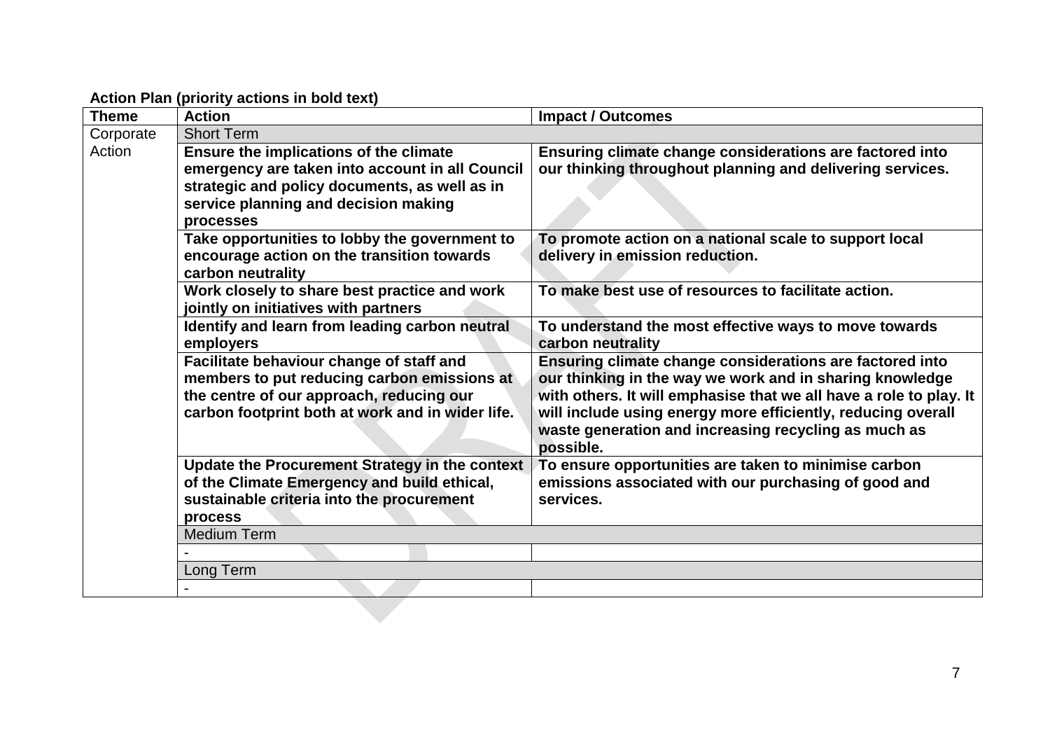**Action Plan (priority actions in bold text)**

| Theme | Action | Impact / Outcomes |
|---|---|---|
| Corporate Action | Short Term | |
| | **Ensure the implications of the climate emergency are taken into account in all Council strategic and policy documents, as well as in service planning and decision making processes** | **Ensuring climate change considerations are factored into our thinking throughout planning and delivering services.** |
| | **Take opportunities to lobby the government to encourage action on the transition towards carbon neutrality** | **To promote action on a national scale to support local delivery in emission reduction.** |
| | **Work closely to share best practice and work jointly on initiatives with partners** | **To make best use of resources to facilitate action.** |
| | **Identify and learn from leading carbon neutral employers** | **To understand the most effective ways to move towards carbon neutrality** |
| | **Facilitate behaviour change of staff and members to put reducing carbon emissions at the centre of our approach, reducing our carbon footprint both at work and in wider life.** | **Ensuring climate change considerations are factored into our thinking in the way we work and in sharing knowledge with others. It will emphasise that we all have a role to play. It will include using energy more efficiently, reducing overall waste generation and increasing recycling as much as possible.** |
| | **Update the Procurement Strategy in the context of the Climate Emergency and build ethical, sustainable criteria into the procurement process** | **To ensure opportunities are taken to minimise carbon emissions associated with our purchasing of good and services.** |
| | Medium Term | |
| | - | |
| | Long Term | |
| | - | |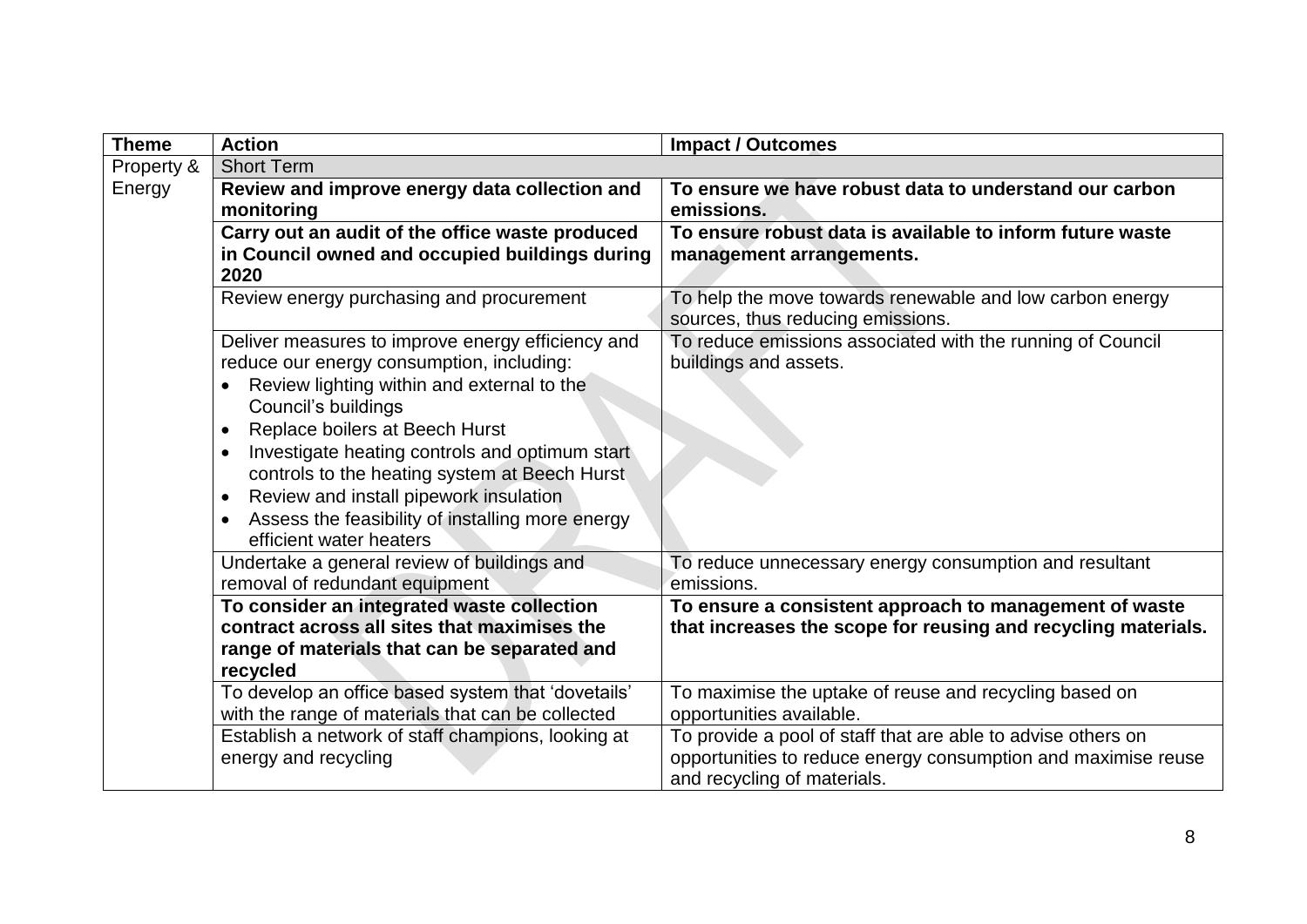| Theme | Action | Impact / Outcomes |
|---|---|---|
| Property & Energy | Short Term | |
| | **Review and improve energy data collection and monitoring** | **To ensure we have robust data to understand our carbon emissions.** |
| | **Carry out an audit of the office waste produced in Council owned and occupied buildings during 2020** | **To ensure robust data is available to inform future waste management arrangements.** |
| | Review energy purchasing and procurement | To help the move towards renewable and low carbon energy sources, thus reducing emissions. |
| | Deliver measures to improve energy efficiency and reduce our energy consumption, including:<br>• Review lighting within and external to the Council's buildings<br>• Replace boilers at Beech Hurst<br>• Investigate heating controls and optimum start controls to the heating system at Beech Hurst<br>• Review and install pipework insulation<br>• Assess the feasibility of installing more energy efficient water heaters | To reduce emissions associated with the running of Council buildings and assets. |
| | Undertake a general review of buildings and removal of redundant equipment | To reduce unnecessary energy consumption and resultant emissions. |
| | **To consider an integrated waste collection contract across all sites that maximises the range of materials that can be separated and recycled** | **To ensure a consistent approach to management of waste that increases the scope for reusing and recycling materials.** |
| | To develop an office based system that 'dovetails' with the range of materials that can be collected | To maximise the uptake of reuse and recycling based on opportunities available. |
| | Establish a network of staff champions, looking at energy and recycling | To provide a pool of staff that are able to advise others on opportunities to reduce energy consumption and maximise reuse and recycling of materials. |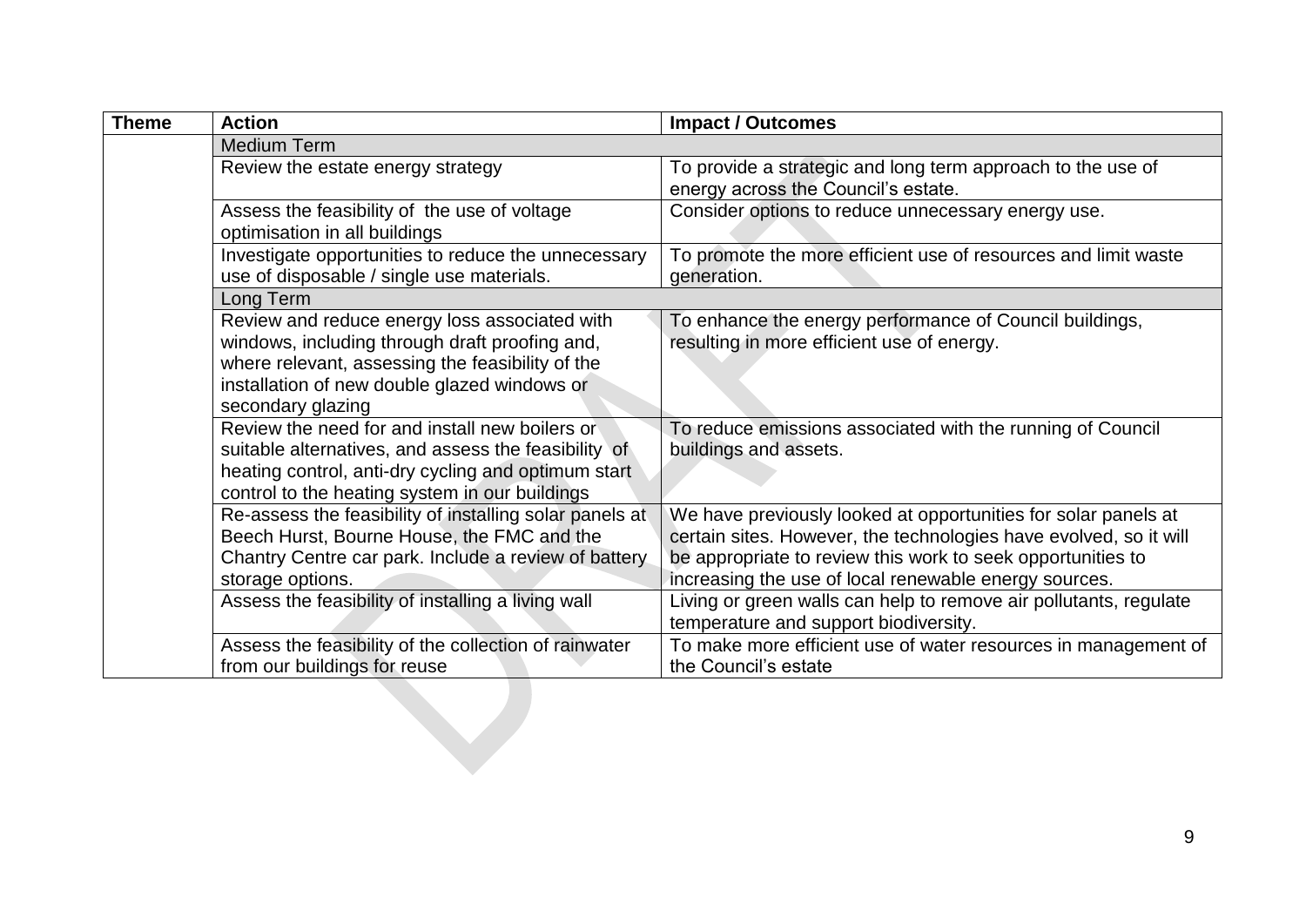| Theme | Action | Impact / Outcomes |
| --- | --- | --- |
| | Medium Term | |
| | Review the estate energy strategy | To provide a strategic and long term approach to the use of energy across the Council's estate. |
| | Assess the feasibility of the use of voltage optimisation in all buildings | Consider options to reduce unnecessary energy use. |
| | Investigate opportunities to reduce the unnecessary use of disposable / single use materials. | To promote the more efficient use of resources and limit waste generation. |
| | Long Term | |
| | Review and reduce energy loss associated with windows, including through draft proofing and, where relevant, assessing the feasibility of the installation of new double glazed windows or secondary glazing | To enhance the energy performance of Council buildings, resulting in more efficient use of energy. |
| | Review the need for and install new boilers or suitable alternatives, and assess the feasibility of heating control, anti-dry cycling and optimum start control to the heating system in our buildings | To reduce emissions associated with the running of Council buildings and assets. |
| | Re-assess the feasibility of installing solar panels at Beech Hurst, Bourne House, the FMC and the Chantry Centre car park. Include a review of battery storage options. | We have previously looked at opportunities for solar panels at certain sites. However, the technologies have evolved, so it will be appropriate to review this work to seek opportunities to increasing the use of local renewable energy sources. |
| | Assess the feasibility of installing a living wall | Living or green walls can help to remove air pollutants, regulate temperature and support biodiversity. |
| | Assess the feasibility of the collection of rainwater from our buildings for reuse | To make more efficient use of water resources in management of the Council's estate |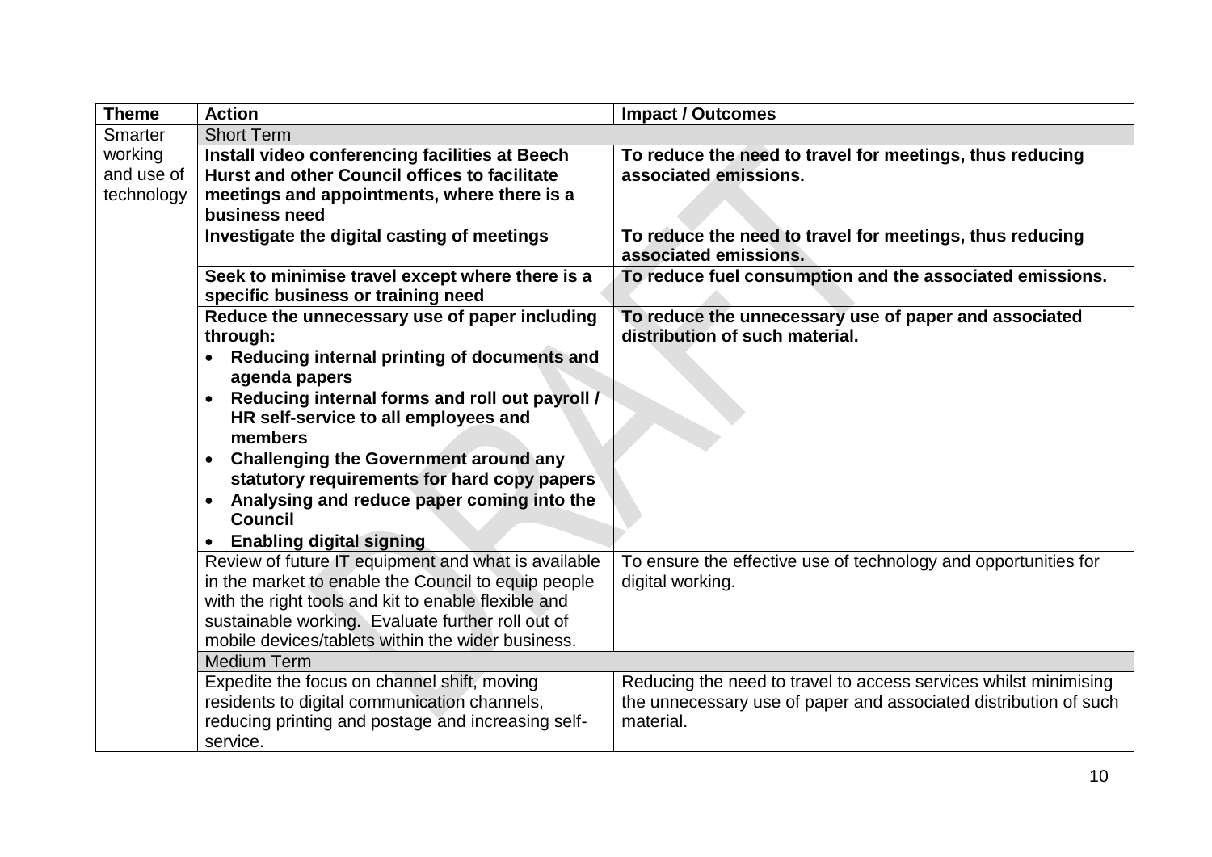| Theme | Action | Impact / Outcomes |
|---|---|---|
| Smarter working and use of technology | Short Term | |
| | **Install video conferencing facilities at Beech Hurst and other Council offices to facilitate meetings and appointments, where there is a business need** | **To reduce the need to travel for meetings, thus reducing associated emissions.** |
| | **Investigate the digital casting of meetings** | **To reduce the need to travel for meetings, thus reducing associated emissions.** |
| | **Seek to minimise travel except where there is a specific business or training need** | **To reduce fuel consumption and the associated emissions.** |
| | **Reduce the unnecessary use of paper including through:**<br>• **Reducing internal printing of documents and agenda papers**<br>• **Reducing internal forms and roll out payroll / HR self-service to all employees and members**<br>• **Challenging the Government around any statutory requirements for hard copy papers**<br>• **Analysing and reduce paper coming into the Council**<br>• **Enabling digital signing** | **To reduce the unnecessary use of paper and associated distribution of such material.** |
| | Review of future IT equipment and what is available in the market to enable the Council to equip people with the right tools and kit to enable flexible and sustainable working. Evaluate further roll out of mobile devices/tablets within the wider business. | To ensure the effective use of technology and opportunities for digital working. |
| | Medium Term | |
| | Expedite the focus on channel shift, moving residents to digital communication channels, reducing printing and postage and increasing self-service. | Reducing the need to travel to access services whilst minimising the unnecessary use of paper and associated distribution of such material. |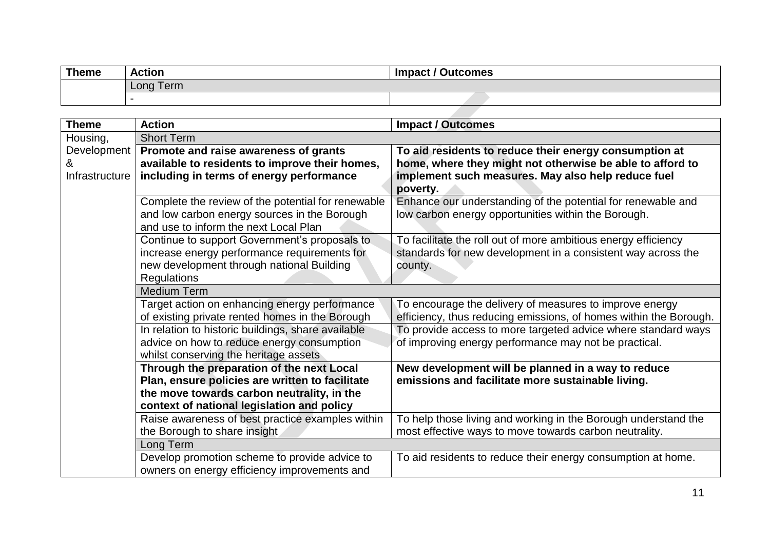| Theme | Action | Impact / Outcomes |
|---|---|---|
| | Long Term | |
| | - | |

| Theme | Action | Impact / Outcomes |
|---|---|---|
| Housing, Development & Infrastructure | Short Term | |
| | **Promote and raise awareness of grants available to residents to improve their homes, including in terms of energy performance** | **To aid residents to reduce their energy consumption at home, where they might not otherwise be able to afford to implement such measures. May also help reduce fuel poverty.** |
| | Complete the review of the potential for renewable and low carbon energy sources in the Borough and use to inform the next Local Plan | Enhance our understanding of the potential for renewable and low carbon energy opportunities within the Borough. |
| | Continue to support Government's proposals to increase energy performance requirements for new development through national Building Regulations | To facilitate the roll out of more ambitious energy efficiency standards for new development in a consistent way across the county. |
| | Medium Term | |
| | Target action on enhancing energy performance of existing private rented homes in the Borough | To encourage the delivery of measures to improve energy efficiency, thus reducing emissions, of homes within the Borough. |
| | In relation to historic buildings, share available advice on how to reduce energy consumption whilst conserving the heritage assets | To provide access to more targeted advice where standard ways of improving energy performance may not be practical. |
| | **Through the preparation of the next Local Plan, ensure policies are written to facilitate the move towards carbon neutrality, in the context of national legislation and policy** | **New development will be planned in a way to reduce emissions and facilitate more sustainable living.** |
| | Raise awareness of best practice examples within the Borough to share insight | To help those living and working in the Borough understand the most effective ways to move towards carbon neutrality. |
| | Long Term | |
| | Develop promotion scheme to provide advice to owners on energy efficiency improvements and | To aid residents to reduce their energy consumption at home. |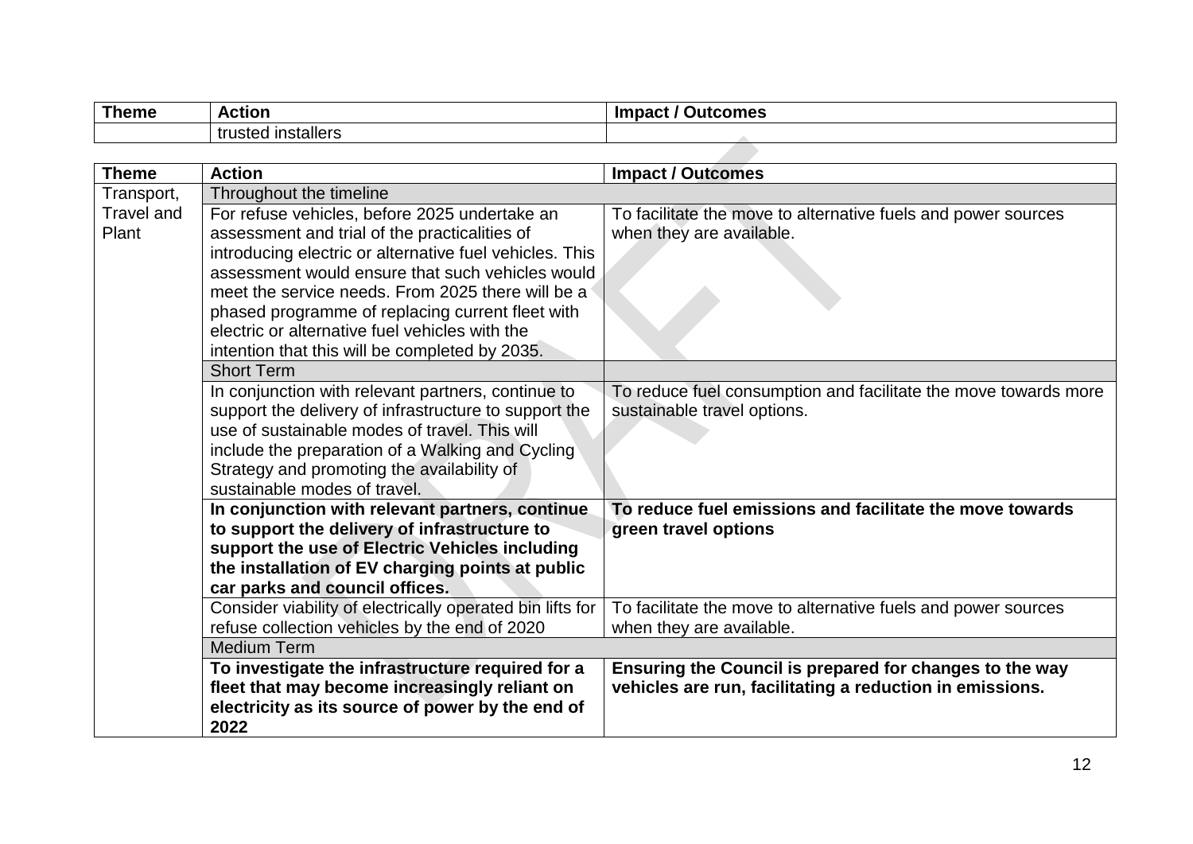| Theme | Action | Impact / Outcomes |
|---|---|---|
| | trusted installers | |

| Theme | Action | Impact / Outcomes |
|---|---|---|
| Transport, Travel and Plant | Throughout the timeline | |
| | For refuse vehicles, before 2025 undertake an assessment and trial of the practicalities of introducing electric or alternative fuel vehicles. This assessment would ensure that such vehicles would meet the service needs. From 2025 there will be a phased programme of replacing current fleet with electric or alternative fuel vehicles with the intention that this will be completed by 2035. | To facilitate the move to alternative fuels and power sources when they are available. |
| | Short Term | |
| | In conjunction with relevant partners, continue to support the delivery of infrastructure to support the use of sustainable modes of travel. This will include the preparation of a Walking and Cycling Strategy and promoting the availability of sustainable modes of travel. | To reduce fuel consumption and facilitate the move towards more sustainable travel options. |
| | **In conjunction with relevant partners, continue to support the delivery of infrastructure to support the use of Electric Vehicles including the installation of EV charging points at public car parks and council offices.** | **To reduce fuel emissions and facilitate the move towards green travel options** |
| | Consider viability of electrically operated bin lifts for refuse collection vehicles by the end of 2020 | To facilitate the move to alternative fuels and power sources when they are available. |
| | Medium Term | |
| | **To investigate the infrastructure required for a fleet that may become increasingly reliant on electricity as its source of power by the end of 2022** | **Ensuring the Council is prepared for changes to the way vehicles are run, facilitating a reduction in emissions.** |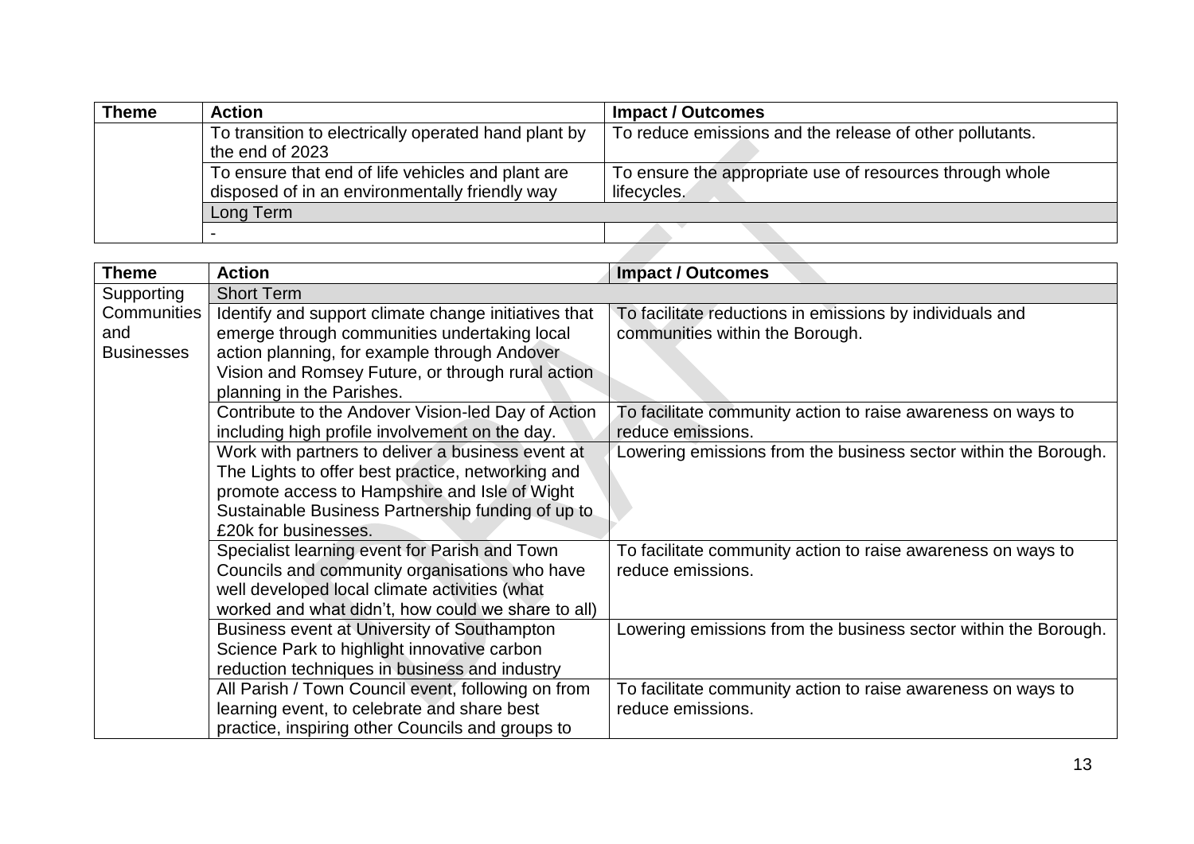| Theme | Action | Impact / Outcomes |
|---|---|---|
| | To transition to electrically operated hand plant by the end of 2023 | To reduce emissions and the release of other pollutants. |
| | To ensure that end of life vehicles and plant are disposed of in an environmentally friendly way | To ensure the appropriate use of resources through whole lifecycles. |
| | Long Term | |
| | - | |

| Theme | Action | Impact / Outcomes |
|---|---|---|
| Supporting Communities and Businesses | Short Term | |
| | Identify and support climate change initiatives that emerge through communities undertaking local action planning, for example through Andover Vision and Romsey Future, or through rural action planning in the Parishes. | To facilitate reductions in emissions by individuals and communities within the Borough. |
| | Contribute to the Andover Vision-led Day of Action including high profile involvement on the day. | To facilitate community action to raise awareness on ways to reduce emissions. |
| | Work with partners to deliver a business event at The Lights to offer best practice, networking and promote access to Hampshire and Isle of Wight Sustainable Business Partnership funding of up to £20k for businesses. | Lowering emissions from the business sector within the Borough. |
| | Specialist learning event for Parish and Town Councils and community organisations who have well developed local climate activities (what worked and what didn't, how could we share to all) | To facilitate community action to raise awareness on ways to reduce emissions. |
| | Business event at University of Southampton Science Park to highlight innovative carbon reduction techniques in business and industry | Lowering emissions from the business sector within the Borough. |
| | All Parish / Town Council event, following on from learning event, to celebrate and share best practice, inspiring other Councils and groups to | To facilitate community action to raise awareness on ways to reduce emissions. |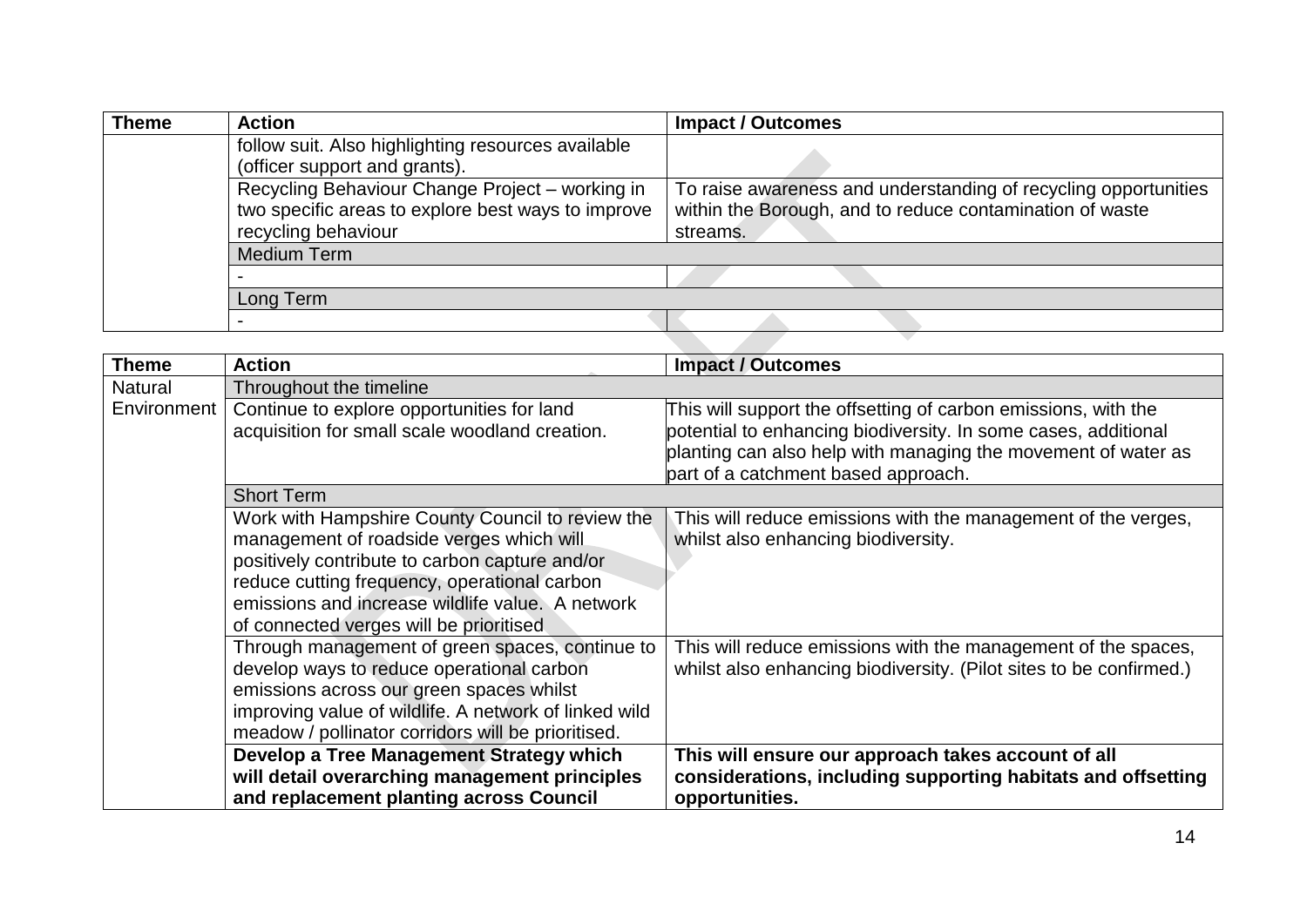| Theme | Action | Impact / Outcomes |
| --- | --- | --- |
| | follow suit. Also highlighting resources available (officer support and grants). | |
| | Recycling Behaviour Change Project – working in two specific areas to explore best ways to improve recycling behaviour | To raise awareness and understanding of recycling opportunities within the Borough, and to reduce contamination of waste streams. |
| | Medium Term | |
| | - | |
| | Long Term | |
| | - | |

| Theme | Action | Impact / Outcomes |
| --- | --- | --- |
| Natural Environment | Throughout the timeline | |
| | Continue to explore opportunities for land acquisition for small scale woodland creation. | This will support the offsetting of carbon emissions, with the potential to enhancing biodiversity. In some cases, additional planting can also help with managing the movement of water as part of a catchment based approach. |
| | Short Term | |
| | Work with Hampshire County Council to review the management of roadside verges which will positively contribute to carbon capture and/or reduce cutting frequency, operational carbon emissions and increase wildlife value. A network of connected verges will be prioritised | This will reduce emissions with the management of the verges, whilst also enhancing biodiversity. |
| | Through management of green spaces, continue to develop ways to reduce operational carbon emissions across our green spaces whilst improving value of wildlife. A network of linked wild meadow / pollinator corridors will be prioritised. | This will reduce emissions with the management of the spaces, whilst also enhancing biodiversity. (Pilot sites to be confirmed.) |
| | **Develop a Tree Management Strategy which will detail overarching management principles and replacement planting across Council** | **This will ensure our approach takes account of all considerations, including supporting habitats and offsetting opportunities.** |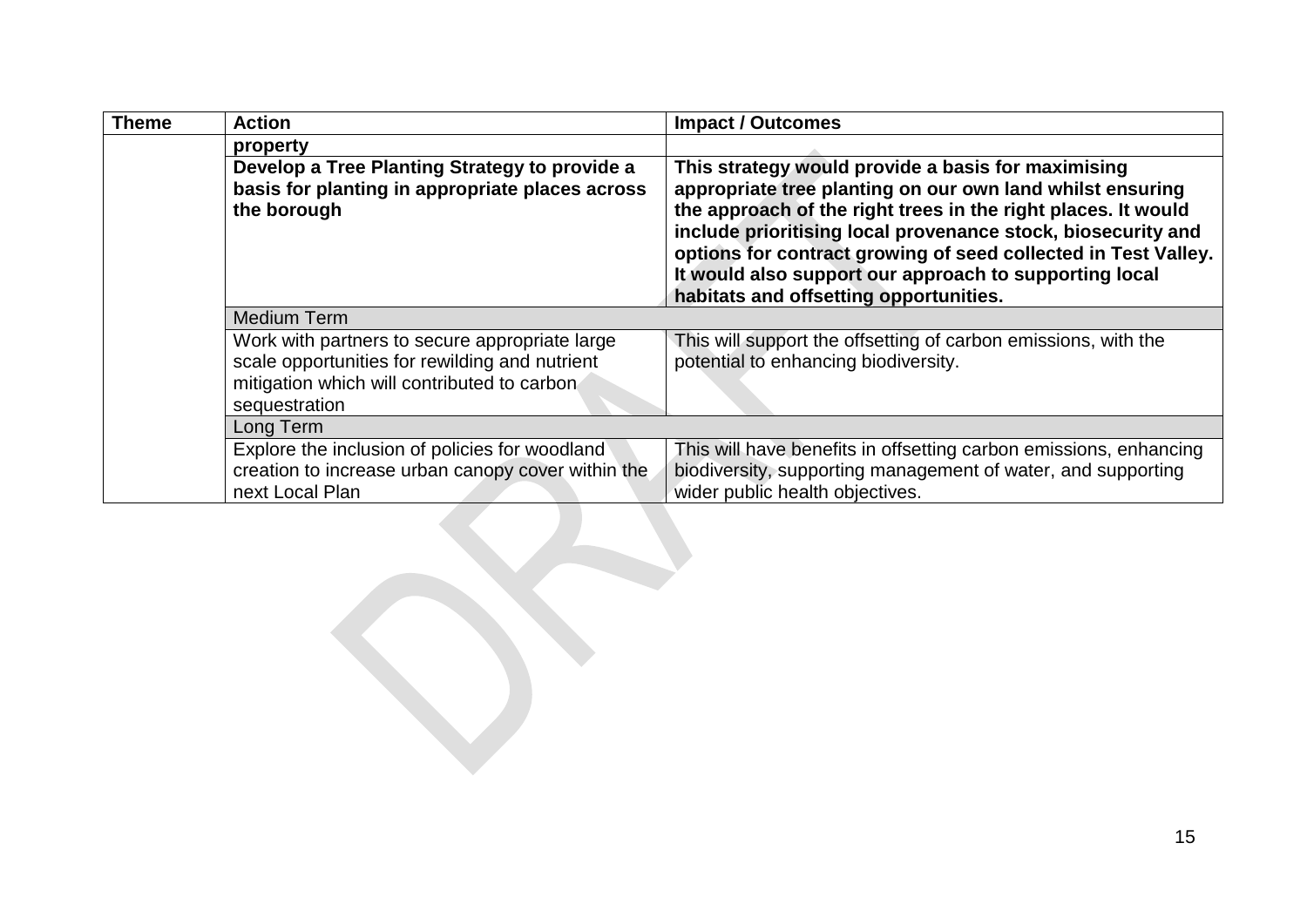| Theme | Action | Impact / Outcomes |
|---|---|---|
| | **property** | |
| | **Develop a Tree Planting Strategy to provide a basis for planting in appropriate places across the borough** | **This strategy would provide a basis for maximising appropriate tree planting on our own land whilst ensuring the approach of the right trees in the right places. It would include prioritising local provenance stock, biosecurity and options for contract growing of seed collected in Test Valley. It would also support our approach to supporting local habitats and offsetting opportunities.** |
| | Medium Term | |
| | Work with partners to secure appropriate large scale opportunities for rewilding and nutrient mitigation which will contributed to carbon sequestration | This will support the offsetting of carbon emissions, with the potential to enhancing biodiversity. |
| | Long Term | |
| | Explore the inclusion of policies for woodland creation to increase urban canopy cover within the next Local Plan | This will have benefits in offsetting carbon emissions, enhancing biodiversity, supporting management of water, and supporting wider public health objectives. |